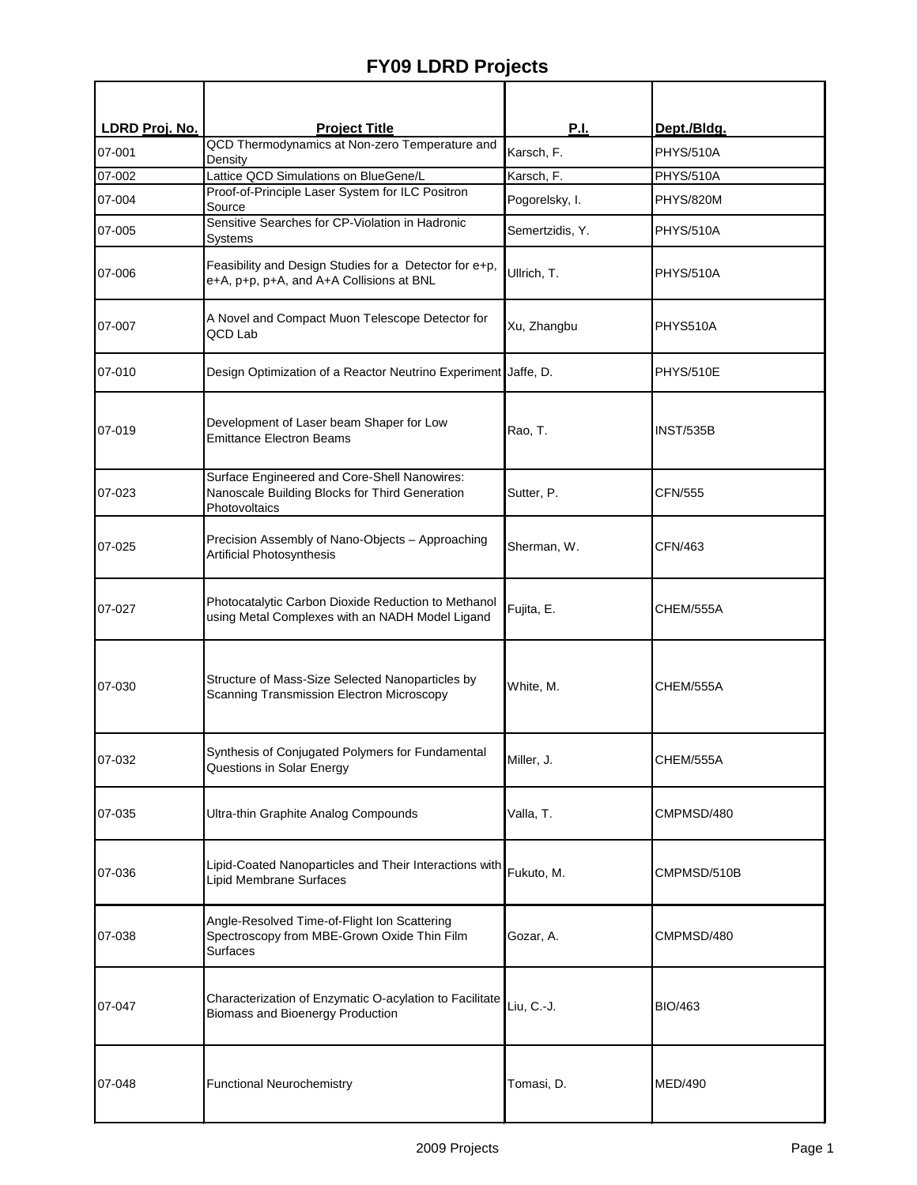# FY09 LDRD Projects

| LDRD Proj. No. | Project Title | P.I. | Dept./Bldg. |
|---|---|---|---|
| 07-001 | QCD Thermodynamics at Non-zero Temperature and Density | Karsch, F. | PHYS/510A |
| 07-002 | Lattice QCD Simulations on BlueGene/L | Karsch, F. | PHYS/510A |
| 07-004 | Proof-of-Principle Laser System for ILC Positron Source | Pogorelsky, I. | PHYS/820M |
| 07-005 | Sensitive Searches for CP-Violation in Hadronic Systems | Semertzidis, Y. | PHYS/510A |
| 07-006 | Feasibility and Design Studies for a Detector for e+p, e+A, p+p, p+A, and A+A Collisions at BNL | Ullrich, T. | PHYS/510A |
| 07-007 | A Novel and Compact Muon Telescope Detector for QCD Lab | Xu, Zhangbu | PHYS510A |
| 07-010 | Design Optimization of a Reactor Neutrino Experiment | Jaffe, D. | PHYS/510E |
| 07-019 | Development of Laser beam Shaper for Low Emittance Electron Beams | Rao, T. | INST/535B |
| 07-023 | Surface Engineered and Core-Shell Nanowires: Nanoscale Building Blocks for Third Generation Photovoltaics | Sutter, P. | CFN/555 |
| 07-025 | Precision Assembly of Nano-Objects – Approaching Artificial Photosynthesis | Sherman, W. | CFN/463 |
| 07-027 | Photocatalytic Carbon Dioxide Reduction to Methanol using Metal Complexes with an NADH Model Ligand | Fujita, E. | CHEM/555A |
| 07-030 | Structure of Mass-Size Selected Nanoparticles by Scanning Transmission Electron Microscopy | White, M. | CHEM/555A |
| 07-032 | Synthesis of Conjugated Polymers for Fundamental Questions in Solar Energy | Miller, J. | CHEM/555A |
| 07-035 | Ultra-thin Graphite Analog Compounds | Valla, T. | CMPMSD/480 |
| 07-036 | Lipid-Coated Nanoparticles and Their Interactions with Lipid Membrane Surfaces | Fukuto, M. | CMPMSD/510B |
| 07-038 | Angle-Resolved Time-of-Flight Ion Scattering Spectroscopy from MBE-Grown Oxide Thin Film Surfaces | Gozar, A. | CMPMSD/480 |
| 07-047 | Characterization of Enzymatic O-acylation to Facilitate Biomass and Bioenergy Production | Liu, C.-J. | BIO/463 |
| 07-048 | Functional Neurochemistry | Tomasi, D. | MED/490 |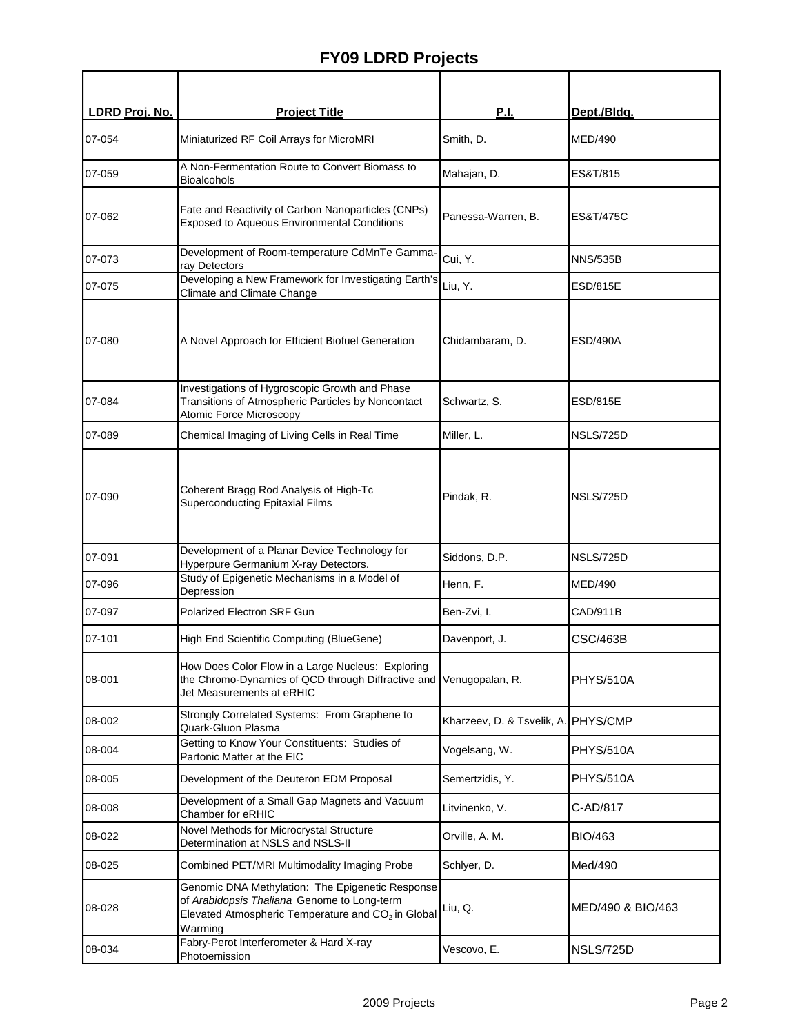# FY09 LDRD Projects

| LDRD Proj. No. | Project Title | P.I. | Dept./Bldg. |
|---|---|---|---|
| 07-054 | Miniaturized RF Coil Arrays for MicroMRI | Smith, D. | MED/490 |
| 07-059 | A Non-Fermentation Route to Convert Biomass to Bioalcohols | Mahajan, D. | ES&T/815 |
| 07-062 | Fate and Reactivity of Carbon Nanoparticles (CNPs) Exposed to Aqueous Environmental Conditions | Panessa-Warren, B. | ES&T/475C |
| 07-073 | Development of Room-temperature CdMnTe Gamma-ray Detectors | Cui, Y. | NNS/535B |
| 07-075 | Developing a New Framework for Investigating Earth's Climate and Climate Change | Liu, Y. | ESD/815E |
| 07-080 | A Novel Approach for Efficient Biofuel Generation | Chidambaram, D. | ESD/490A |
| 07-084 | Investigations of Hygroscopic Growth and Phase Transitions of Atmospheric Particles by Noncontact Atomic Force Microscopy | Schwartz, S. | ESD/815E |
| 07-089 | Chemical Imaging of Living Cells in Real Time | Miller, L. | NSLS/725D |
| 07-090 | Coherent Bragg Rod Analysis of High-Tc Superconducting Epitaxial Films | Pindak, R. | NSLS/725D |
| 07-091 | Development of a Planar Device Technology for Hyperpure Germanium X-ray Detectors. | Siddons, D.P. | NSLS/725D |
| 07-096 | Study of Epigenetic Mechanisms in a Model of Depression | Henn, F. | MED/490 |
| 07-097 | Polarized Electron SRF Gun | Ben-Zvi, I. | CAD/911B |
| 07-101 | High End Scientific Computing (BlueGene) | Davenport, J. | CSC/463B |
| 08-001 | How Does Color Flow in a Large Nucleus: Exploring the Chromo-Dynamics of QCD through Diffractive and Jet Measurements at eRHIC | Venugopalan, R. | PHYS/510A |
| 08-002 | Strongly Correlated Systems: From Graphene to Quark-Gluon Plasma | Kharzeev, D. & Tsvelik, A. | PHYS/CMP |
| 08-004 | Getting to Know Your Constituents: Studies of Partonic Matter at the EIC | Vogelsang, W. | PHYS/510A |
| 08-005 | Development of the Deuteron EDM Proposal | Semertzidis, Y. | PHYS/510A |
| 08-008 | Development of a Small Gap Magnets and Vacuum Chamber for eRHIC | Litvinenko, V. | C-AD/817 |
| 08-022 | Novel Methods for Microcrystal Structure Determination at NSLS and NSLS-II | Orville, A. M. | BIO/463 |
| 08-025 | Combined PET/MRI Multimodality Imaging Probe | Schlyer, D. | Med/490 |
| 08-028 | Genomic DNA Methylation: The Epigenetic Response of *Arabidopsis Thaliana* Genome to Long-term Elevated Atmospheric Temperature and $CO_2$ in Global Warming | Liu, Q. | MED/490 & BIO/463 |
| 08-034 | Fabry-Perot Interferometer & Hard X-ray Photoemission | Vescovo, E. | NSLS/725D |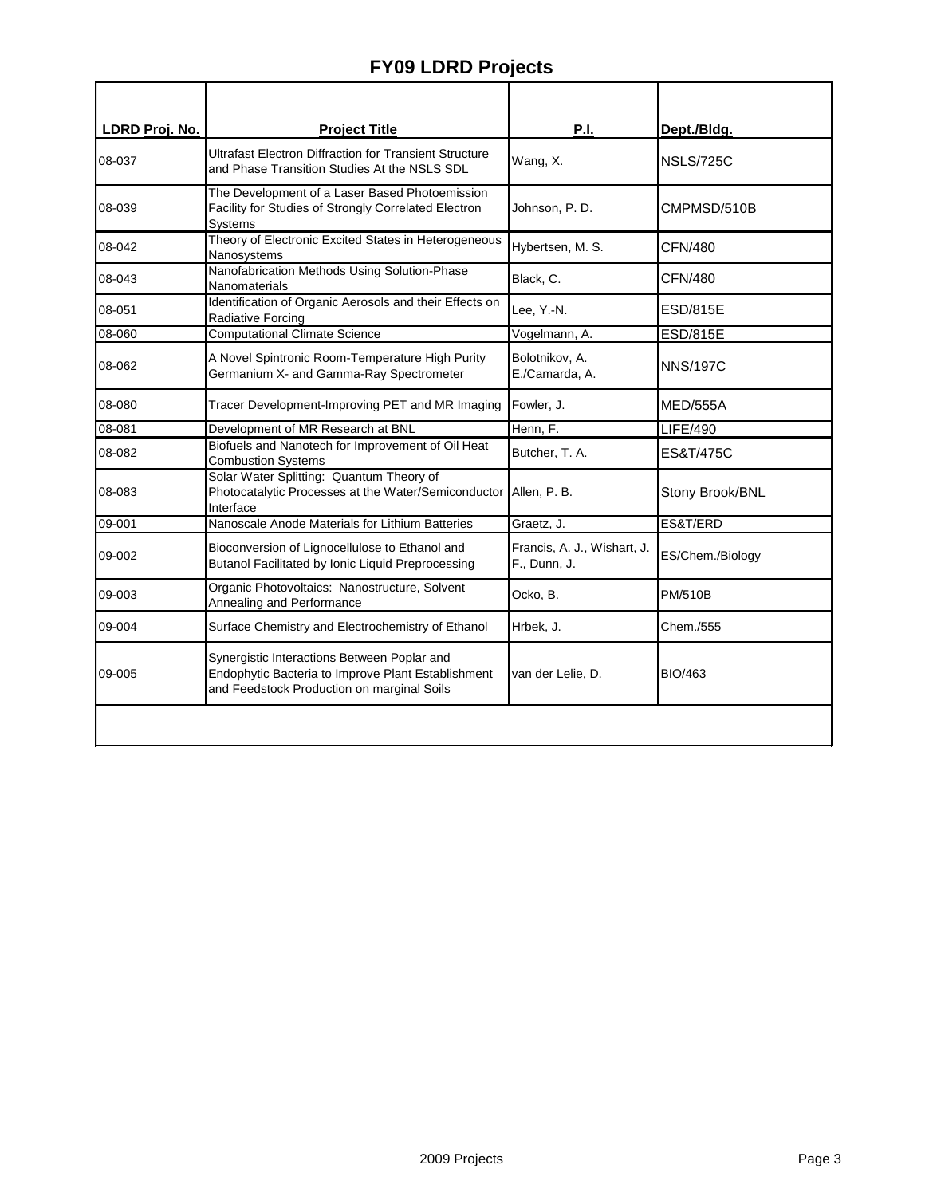# FY09 LDRD Projects

| LDRD Proj. No. | Project Title | P.I. | Dept./Bldg. |
|---|---|---|---|
| 08-037 | Ultrafast Electron Diffraction for Transient Structure and Phase Transition Studies At the NSLS SDL | Wang, X. | NSLS/725C |
| 08-039 | The Development of a Laser Based Photoemission Facility for Studies of Strongly Correlated Electron Systems | Johnson, P. D. | CMPMSD/510B |
| 08-042 | Theory of Electronic Excited States in Heterogeneous Nanosystems | Hybertsen, M. S. | CFN/480 |
| 08-043 | Nanofabrication Methods Using Solution-Phase Nanomaterials | Black, C. | CFN/480 |
| 08-051 | Identification of Organic Aerosols and their Effects on Radiative Forcing | Lee, Y.-N. | ESD/815E |
| 08-060 | Computational Climate Science | Vogelmann, A. | ESD/815E |
| 08-062 | A Novel Spintronic Room-Temperature High Purity Germanium X- and Gamma-Ray Spectrometer | Bolotnikov, A. E./Camarda, A. | NNS/197C |
| 08-080 | Tracer Development-Improving PET and MR Imaging | Fowler, J. | MED/555A |
| 08-081 | Development of MR Research at BNL | Henn, F. | LIFE/490 |
| 08-082 | Biofuels and Nanotech for Improvement of Oil Heat Combustion Systems | Butcher, T. A. | ES&T/475C |
| 08-083 | Solar Water Splitting: Quantum Theory of Photocatalytic Processes at the Water/Semiconductor Interface | Allen, P. B. | Stony Brook/BNL |
| 09-001 | Nanoscale Anode Materials for Lithium Batteries | Graetz, J. | ES&T/ERD |
| 09-002 | Bioconversion of Lignocellulose to Ethanol and Butanol Facilitated by Ionic Liquid Preprocessing | Francis, A. J., Wishart, J. F., Dunn, J. | ES/Chem./Biology |
| 09-003 | Organic Photovoltaics: Nanostructure, Solvent Annealing and Performance | Ocko, B. | PM/510B |
| 09-004 | Surface Chemistry and Electrochemistry of Ethanol | Hrbek, J. | Chem./555 |
| 09-005 | Synergistic Interactions Between Poplar and Endophytic Bacteria to Improve Plant Establishment and Feedstock Production on marginal Soils | van der Lelie, D. | BIO/463 |

2009 Projects